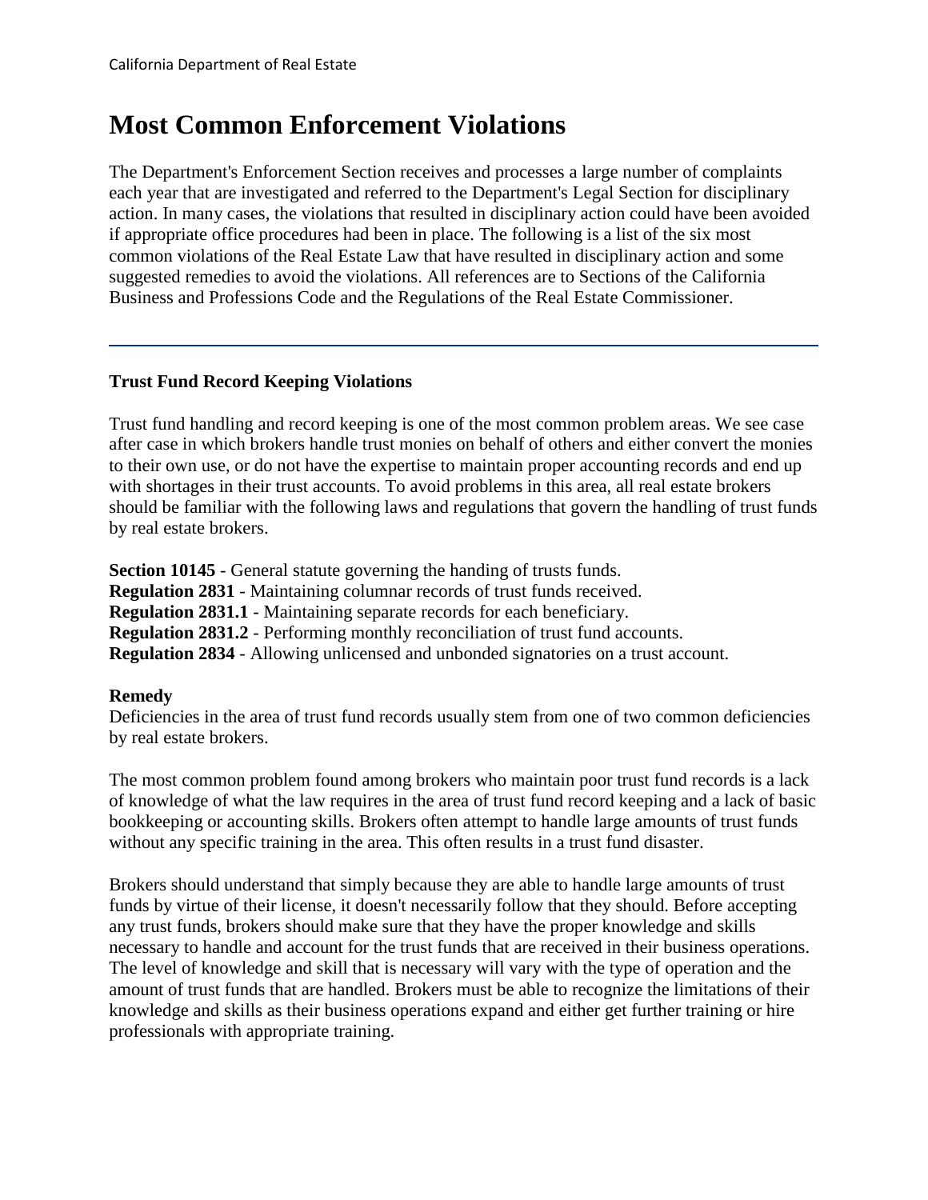California Department of Real Estate

# Most Common Enforcement Violations

The Department's Enforcement Section receives and processes a large number of complaints each year that are investigated and referred to the Department's Legal Section for disciplinary action. In many cases, the violations that resulted in disciplinary action could have been avoided if appropriate office procedures had been in place. The following is a list of the six most common violations of the Real Estate Law that have resulted in disciplinary action and some suggested remedies to avoid the violations. All references are to Sections of the California Business and Professions Code and the Regulations of the Real Estate Commissioner.

---

### Trust Fund Record Keeping Violations

Trust fund handling and record keeping is one of the most common problem areas. We see case after case in which brokers handle trust monies on behalf of others and either convert the monies to their own use, or do not have the expertise to maintain proper accounting records and end up with shortages in their trust accounts. To avoid problems in this area, all real estate brokers should be familiar with the following laws and regulations that govern the handling of trust funds by real estate brokers.

**Section 10145** - General statute governing the handing of trusts funds.
**Regulation 2831** - Maintaining columnar records of trust funds received.
**Regulation 2831.1** - Maintaining separate records for each beneficiary.
**Regulation 2831.2** - Performing monthly reconciliation of trust fund accounts.
**Regulation 2834** - Allowing unlicensed and unbonded signatories on a trust account.

**Remedy**
Deficiencies in the area of trust fund records usually stem from one of two common deficiencies by real estate brokers.

The most common problem found among brokers who maintain poor trust fund records is a lack of knowledge of what the law requires in the area of trust fund record keeping and a lack of basic bookkeeping or accounting skills. Brokers often attempt to handle large amounts of trust funds without any specific training in the area. This often results in a trust fund disaster.

Brokers should understand that simply because they are able to handle large amounts of trust funds by virtue of their license, it doesn't necessarily follow that they should. Before accepting any trust funds, brokers should make sure that they have the proper knowledge and skills necessary to handle and account for the trust funds that are received in their business operations. The level of knowledge and skill that is necessary will vary with the type of operation and the amount of trust funds that are handled. Brokers must be able to recognize the limitations of their knowledge and skills as their business operations expand and either get further training or hire professionals with appropriate training.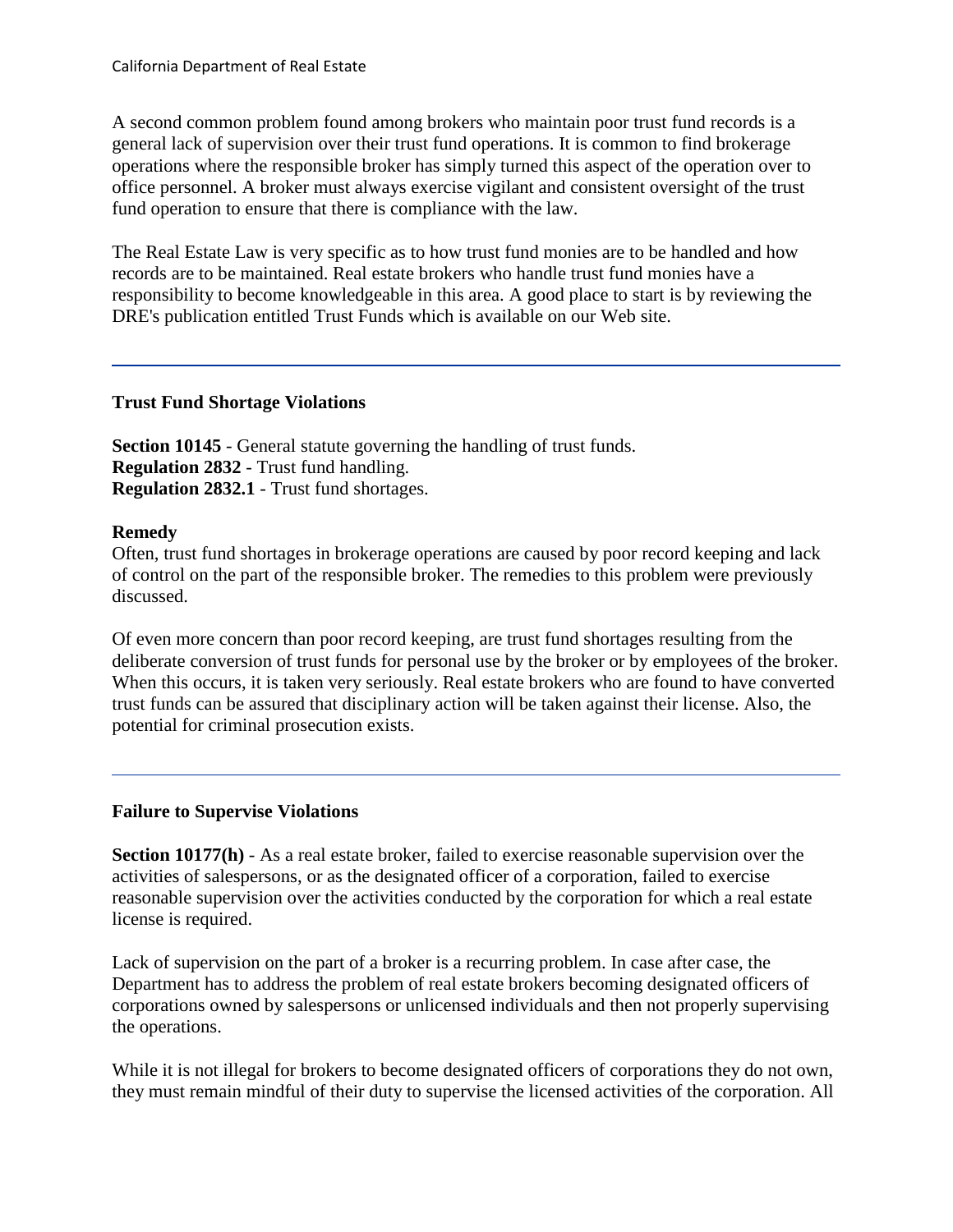A second common problem found among brokers who maintain poor trust fund records is a general lack of supervision over their trust fund operations. It is common to find brokerage operations where the responsible broker has simply turned this aspect of the operation over to office personnel. A broker must always exercise vigilant and consistent oversight of the trust fund operation to ensure that there is compliance with the law.

The Real Estate Law is very specific as to how trust fund monies are to be handled and how records are to be maintained. Real estate brokers who handle trust fund monies have a responsibility to become knowledgeable in this area. A good place to start is by reviewing the DRE's publication entitled Trust Funds which is available on our Web site.

---

### Trust Fund Shortage Violations

**Section 10145** - General statute governing the handling of trust funds.
**Regulation 2832** - Trust fund handling.
**Regulation 2832.1** - Trust fund shortages.

**Remedy**
Often, trust fund shortages in brokerage operations are caused by poor record keeping and lack of control on the part of the responsible broker. The remedies to this problem were previously discussed.

Of even more concern than poor record keeping, are trust fund shortages resulting from the deliberate conversion of trust funds for personal use by the broker or by employees of the broker. When this occurs, it is taken very seriously. Real estate brokers who are found to have converted trust funds can be assured that disciplinary action will be taken against their license. Also, the potential for criminal prosecution exists.

---

### Failure to Supervise Violations

**Section 10177(h)** - As a real estate broker, failed to exercise reasonable supervision over the activities of salespersons, or as the designated officer of a corporation, failed to exercise reasonable supervision over the activities conducted by the corporation for which a real estate license is required.

Lack of supervision on the part of a broker is a recurring problem. In case after case, the Department has to address the problem of real estate brokers becoming designated officers of corporations owned by salespersons or unlicensed individuals and then not properly supervising the operations.

While it is not illegal for brokers to become designated officers of corporations they do not own, they must remain mindful of their duty to supervise the licensed activities of the corporation. All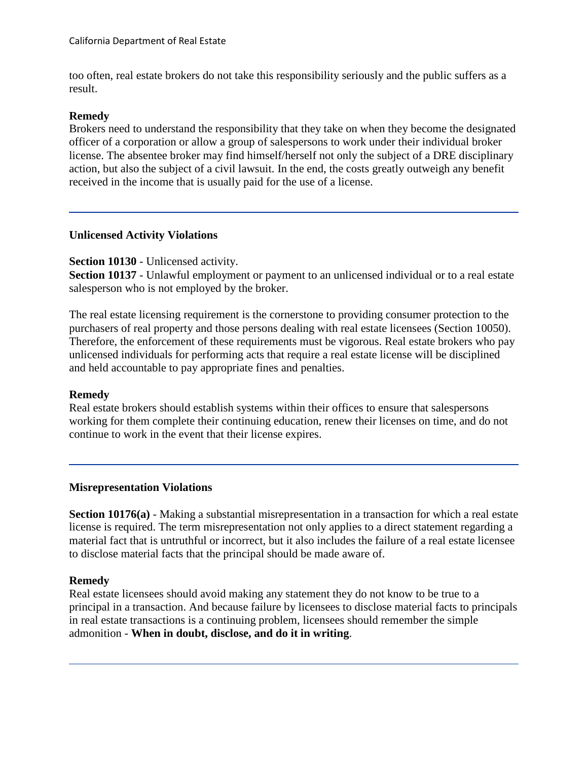too often, real estate brokers do not take this responsibility seriously and the public suffers as a result.

**Remedy**
Brokers need to understand the responsibility that they take on when they become the designated officer of a corporation or allow a group of salespersons to work under their individual broker license. The absentee broker may find himself/herself not only the subject of a DRE disciplinary action, but also the subject of a civil lawsuit. In the end, the costs greatly outweigh any benefit received in the income that is usually paid for the use of a license.

---

### Unlicensed Activity Violations

**Section 10130** - Unlicensed activity.
**Section 10137** - Unlawful employment or payment to an unlicensed individual or to a real estate salesperson who is not employed by the broker.

The real estate licensing requirement is the cornerstone to providing consumer protection to the purchasers of real property and those persons dealing with real estate licensees (Section 10050). Therefore, the enforcement of these requirements must be vigorous. Real estate brokers who pay unlicensed individuals for performing acts that require a real estate license will be disciplined and held accountable to pay appropriate fines and penalties.

**Remedy**
Real estate brokers should establish systems within their offices to ensure that salespersons working for them complete their continuing education, renew their licenses on time, and do not continue to work in the event that their license expires.

---

### Misrepresentation Violations

**Section 10176(a)** - Making a substantial misrepresentation in a transaction for which a real estate license is required. The term misrepresentation not only applies to a direct statement regarding a material fact that is untruthful or incorrect, but it also includes the failure of a real estate licensee to disclose material facts that the principal should be made aware of.

**Remedy**
Real estate licensees should avoid making any statement they do not know to be true to a principal in a transaction. And because failure by licensees to disclose material facts to principals in real estate transactions is a continuing problem, licensees should remember the simple admonition - **When in doubt, disclose, and do it in writing**.

---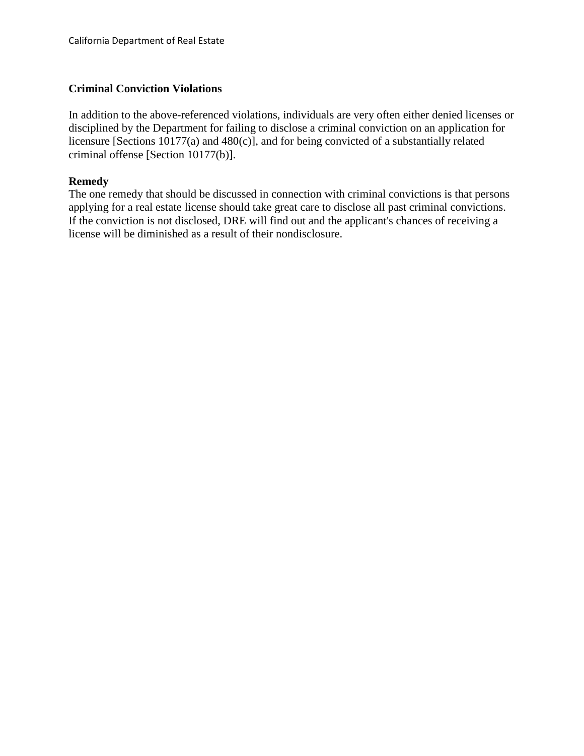### Criminal Conviction Violations

In addition to the above-referenced violations, individuals are very often either denied licenses or disciplined by the Department for failing to disclose a criminal conviction on an application for licensure [Sections 10177(a) and 480(c)], and for being convicted of a substantially related criminal offense [Section 10177(b)].

**Remedy**

The one remedy that should be discussed in connection with criminal convictions is that persons applying for a real estate license should take great care to disclose all past criminal convictions. If the conviction is not disclosed, DRE will find out and the applicant's chances of receiving a license will be diminished as a result of their nondisclosure.